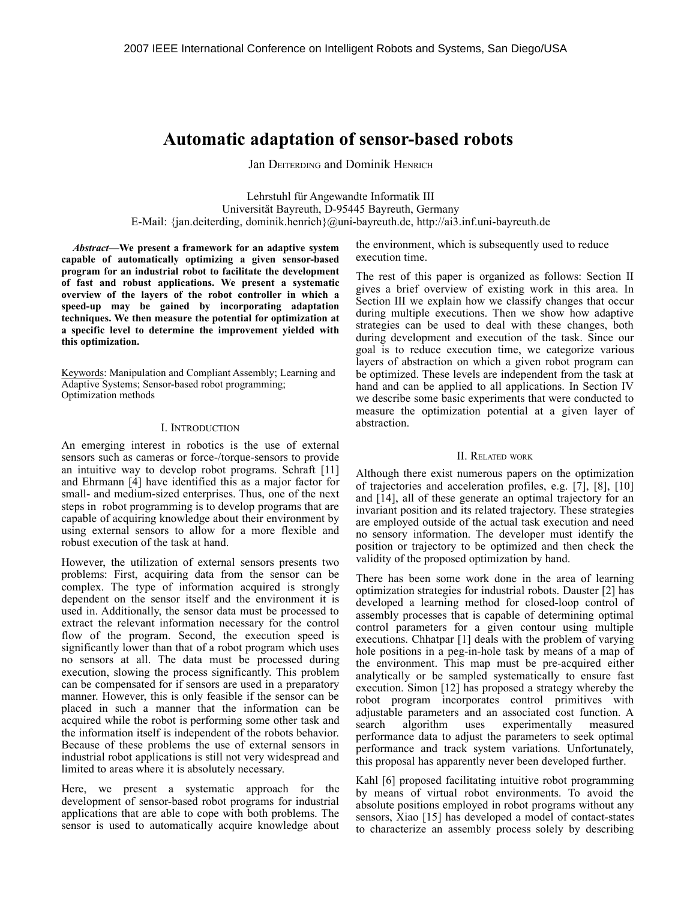# Automatic adaptation of sensor-based robots

Jan DEITERDING and Dominik HENRICH

Lehrstuhl für Angewandte Informatik III
Universität Bayreuth, D-95445 Bayreuth, Germany
E-Mail: {jan.deiterding, dominik.henrich}@uni-bayreuth.de, http://ai3.inf.uni-bayreuth.de

***Abstract*—We present a framework for an adaptive system capable of automatically optimizing a given sensor-based program for an industrial robot to facilitate the development of fast and robust applications. We present a systematic overview of the layers of the robot controller in which a speed-up may be gained by incorporating adaptation techniques. We then measure the potential for optimization at a specific level to determine the improvement yielded with this optimization.**

Keywords: Manipulation and Compliant Assembly; Learning and Adaptive Systems; Sensor-based robot programming; Optimization methods

## I. INTRODUCTION

An emerging interest in robotics is the use of external sensors such as cameras or force-/torque-sensors to provide an intuitive way to develop robot programs. Schraft [11] and Ehrmann [4] have identified this as a major factor for small- and medium-sized enterprises. Thus, one of the next steps in robot programming is to develop programs that are capable of acquiring knowledge about their environment by using external sensors to allow for a more flexible and robust execution of the task at hand.

However, the utilization of external sensors presents two problems: First, acquiring data from the sensor can be complex. The type of information acquired is strongly dependent on the sensor itself and the environment it is used in. Additionally, the sensor data must be processed to extract the relevant information necessary for the control flow of the program. Second, the execution speed is significantly lower than that of a robot program which uses no sensors at all. The data must be processed during execution, slowing the process significantly. This problem can be compensated for if sensors are used in a preparatory manner. However, this is only feasible if the sensor can be placed in such a manner that the information can be acquired while the robot is performing some other task and the information itself is independent of the robots behavior. Because of these problems the use of external sensors in industrial robot applications is still not very widespread and limited to areas where it is absolutely necessary.

Here, we present a systematic approach for the development of sensor-based robot programs for industrial applications that are able to cope with both problems. The sensor is used to automatically acquire knowledge about the environment, which is subsequently used to reduce execution time.

The rest of this paper is organized as follows: Section II gives a brief overview of existing work in this area. In Section III we explain how we classify changes that occur during multiple executions. Then we show how adaptive strategies can be used to deal with these changes, both during development and execution of the task. Since our goal is to reduce execution time, we categorize various layers of abstraction on which a given robot program can be optimized. These levels are independent from the task at hand and can be applied to all applications. In Section IV we describe some basic experiments that were conducted to measure the optimization potential at a given layer of abstraction.

## II. RELATED WORK

Although there exist numerous papers on the optimization of trajectories and acceleration profiles, e.g. [7], [8], [10] and [14], all of these generate an optimal trajectory for an invariant position and its related trajectory. These strategies are employed outside of the actual task execution and need no sensory information. The developer must identify the position or trajectory to be optimized and then check the validity of the proposed optimization by hand.

There has been some work done in the area of learning optimization strategies for industrial robots. Dauster [2] has developed a learning method for closed-loop control of assembly processes that is capable of determining optimal control parameters for a given contour using multiple executions. Chhatpar [1] deals with the problem of varying hole positions in a peg-in-hole task by means of a map of the environment. This map must be pre-acquired either analytically or be sampled systematically to ensure fast execution. Simon [12] has proposed a strategy whereby the robot program incorporates control primitives with adjustable parameters and an associated cost function. A search algorithm uses experimentally measured performance data to adjust the parameters to seek optimal performance and track system variations. Unfortunately, this proposal has apparently never been developed further.

Kahl [6] proposed facilitating intuitive robot programming by means of virtual robot environments. To avoid the absolute positions employed in robot programs without any sensors, Xiao [15] has developed a model of contact-states to characterize an assembly process solely by describing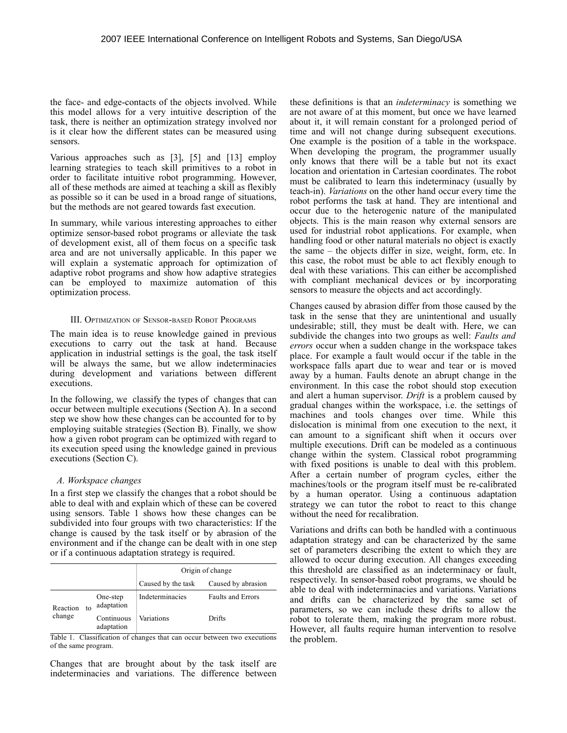the face- and edge-contacts of the objects involved. While this model allows for a very intuitive description of the task, there is neither an optimization strategy involved nor is it clear how the different states can be measured using sensors.

Various approaches such as [3], [5] and [13] employ learning strategies to teach skill primitives to a robot in order to facilitate intuitive robot programming. However, all of these methods are aimed at teaching a skill as flexibly as possible so it can be used in a broad range of situations, but the methods are not geared towards fast execution.

In summary, while various interesting approaches to either optimize sensor-based robot programs or alleviate the task of development exist, all of them focus on a specific task area and are not universally applicable. In this paper we will explain a systematic approach for optimization of adaptive robot programs and show how adaptive strategies can be employed to maximize automation of this optimization process.

## III. Optimization of Sensor-based Robot Programs

The main idea is to reuse knowledge gained in previous executions to carry out the task at hand. Because application in industrial settings is the goal, the task itself will be always the same, but we allow indeterminacies during development and variations between different executions.

In the following, we classify the types of changes that can occur between multiple executions (Section A). In a second step we show how these changes can be accounted for to by employing suitable strategies (Section B). Finally, we show how a given robot program can be optimized with regard to its execution speed using the knowledge gained in previous executions (Section C).

### *A. Workspace changes*

In a first step we classify the changes that a robot should be able to deal with and explain which of these can be covered using sensors. Table 1 shows how these changes can be subdivided into four groups with two characteristics: If the change is caused by the task itself or by abrasion of the environment and if the change can be dealt with in one step or if a continuous adaptation strategy is required.

| | | Origin of change | |
|---|---|---|---|
| | | Caused by the task | Caused by abrasion |
| Reaction to change | One-step adaptation | Indeterminacies | Faults and Errors |
| | Continuous adaptation | Variations | Drifts |

Table 1. Classification of changes that can occur between two executions of the same program.

Changes that are brought about by the task itself are indeterminacies and variations. The difference between these definitions is that an *indeterminacy* is something we are not aware of at this moment, but once we have learned about it, it will remain constant for a prolonged period of time and will not change during subsequent executions. One example is the position of a table in the workspace. When developing the program, the programmer usually only knows that there will be a table but not its exact location and orientation in Cartesian coordinates. The robot must be calibrated to learn this indeterminacy (usually by teach-in). *Variations* on the other hand occur every time the robot performs the task at hand. They are intentional and occur due to the heterogenic nature of the manipulated objects. This is the main reason why external sensors are used for industrial robot applications. For example, when handling food or other natural materials no object is exactly the same – the objects differ in size, weight, form, etc. In this case, the robot must be able to act flexibly enough to deal with these variations. This can either be accomplished with compliant mechanical devices or by incorporating sensors to measure the objects and act accordingly.

Changes caused by abrasion differ from those caused by the task in the sense that they are unintentional and usually undesirable; still, they must be dealt with. Here, we can subdivide the changes into two groups as well: *Faults and errors* occur when a sudden change in the workspace takes place. For example a fault would occur if the table in the workspace falls apart due to wear and tear or is moved away by a human. Faults denote an abrupt change in the environment. In this case the robot should stop execution and alert a human supervisor. *Drift* is a problem caused by gradual changes within the workspace, i.e. the settings of machines and tools changes over time. While this dislocation is minimal from one execution to the next, it can amount to a significant shift when it occurs over multiple executions. Drift can be modeled as a continuous change within the system. Classical robot programming with fixed positions is unable to deal with this problem. After a certain number of program cycles, either the machines/tools or the program itself must be re-calibrated by a human operator. Using a continuous adaptation strategy we can tutor the robot to react to this change without the need for recalibration.

Variations and drifts can both be handled with a continuous adaptation strategy and can be characterized by the same set of parameters describing the extent to which they are allowed to occur during execution. All changes exceeding this threshold are classified as an indeterminacy or fault, respectively. In sensor-based robot programs, we should be able to deal with indeterminacies and variations. Variations and drifts can be characterized by the same set of parameters, so we can include these drifts to allow the robot to tolerate them, making the program more robust. However, all faults require human intervention to resolve the problem.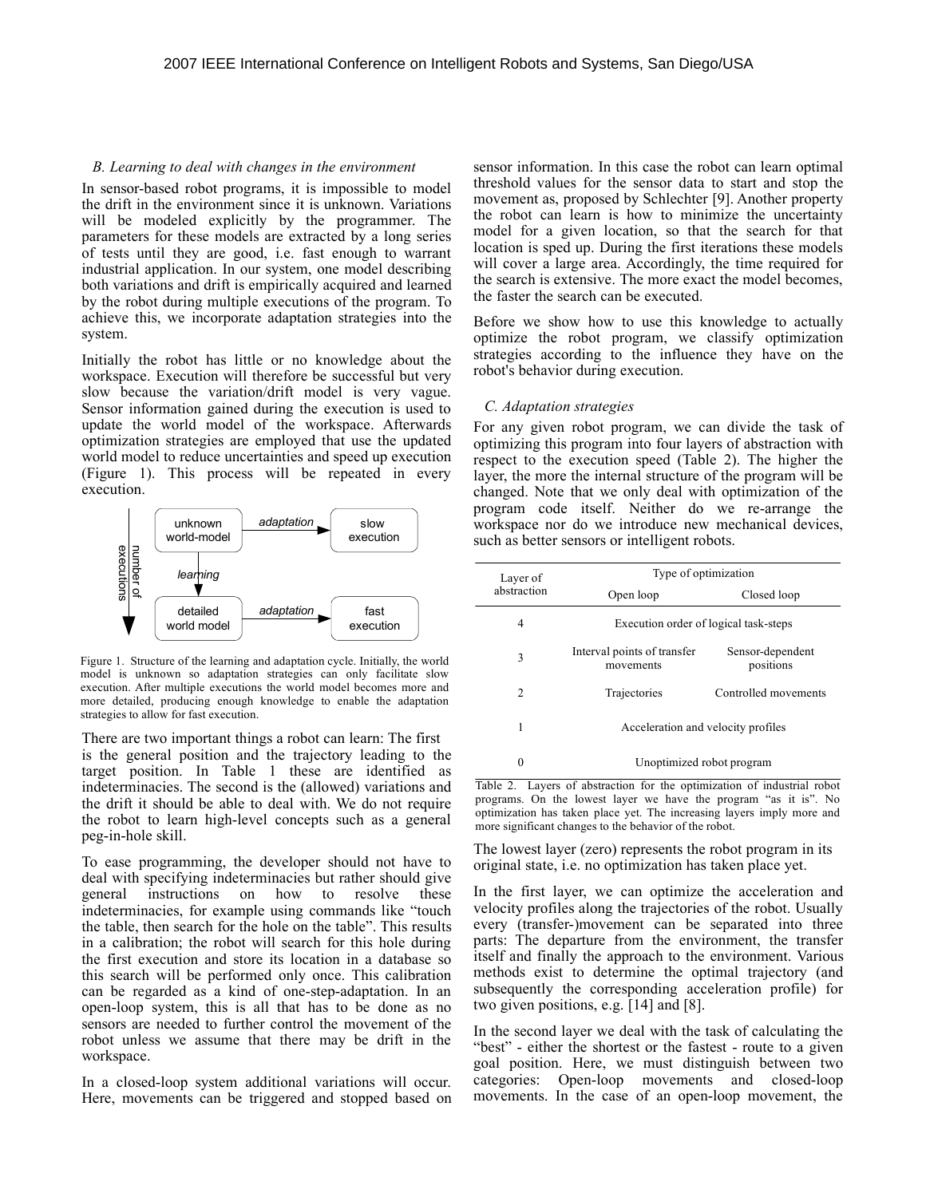### B. Learning to deal with changes in the environment

In sensor-based robot programs, it is impossible to model the drift in the environment since it is unknown. Variations will be modeled explicitly by the programmer. The parameters for these models are extracted by a long series of tests until they are good, i.e. fast enough to warrant industrial application. In our system, one model describing both variations and drift is empirically acquired and learned by the robot during multiple executions of the program. To achieve this, we incorporate adaptation strategies into the system.

Initially the robot has little or no knowledge about the workspace. Execution will therefore be successful but very slow because the variation/drift model is very vague. Sensor information gained during the execution is used to update the world model of the workspace. Afterwards optimization strategies are employed that use the updated world model to reduce uncertainties and speed up execution (Figure 1). This process will be repeated in every execution.

unknown world-model
adaptation
slow execution
number of executions
learning
detailed world model
adaptation
fast execution

Figure 1. Structure of the learning and adaptation cycle. Initially, the world model is unknown so adaptation strategies can only facilitate slow execution. After multiple executions the world model becomes more and more detailed, producing enough knowledge to enable the adaptation strategies to allow for fast execution.

There are two important things a robot can learn: The first is the general position and the trajectory leading to the target position. In Table 1 these are identified as indeterminacies. The second is the (allowed) variations and the drift it should be able to deal with. We do not require the robot to learn high-level concepts such as a general peg-in-hole skill.

To ease programming, the developer should not have to deal with specifying indeterminacies but rather should give general instructions on how to resolve these indeterminacies, for example using commands like "touch the table, then search for the hole on the table". This results in a calibration; the robot will search for this hole during the first execution and store its location in a database so this search will be performed only once. This calibration can be regarded as a kind of one-step-adaptation. In an open-loop system, this is all that has to be done as no sensors are needed to further control the movement of the robot unless we assume that there may be drift in the workspace.

In a closed-loop system additional variations will occur. Here, movements can be triggered and stopped based on sensor information. In this case the robot can learn optimal threshold values for the sensor data to start and stop the movement as, proposed by Schlechter [9]. Another property the robot can learn is how to minimize the uncertainty model for a given location, so that the search for that location is sped up. During the first iterations these models will cover a large area. Accordingly, the time required for the search is extensive. The more exact the model becomes, the faster the search can be executed.

Before we show how to use this knowledge to actually optimize the robot program, we classify optimization strategies according to the influence they have on the robot's behavior during execution.

### C. Adaptation strategies

For any given robot program, we can divide the task of optimizing this program into four layers of abstraction with respect to the execution speed (Table 2). The higher the layer, the more the internal structure of the program will be changed. Note that we only deal with optimization of the program code itself. Neither do we re-arrange the workspace nor do we introduce new mechanical devices, such as better sensors or intelligent robots.

| Layer of abstraction | Type of optimization | |
|---|---|---|
| | Open loop | Closed loop |
| 4 | Execution order of logical task-steps | |
| 3 | Interval points of transfer movements | Sensor-dependent positions |
| 2 | Trajectories | Controlled movements |
| 1 | Acceleration and velocity profiles | |
| 0 | Unoptimized robot program | |

Table 2. Layers of abstraction for the optimization of industrial robot programs. On the lowest layer we have the program "as it is". No optimization has taken place yet. The increasing layers imply more and more significant changes to the behavior of the robot.

The lowest layer (zero) represents the robot program in its original state, i.e. no optimization has taken place yet.

In the first layer, we can optimize the acceleration and velocity profiles along the trajectories of the robot. Usually every (transfer-)movement can be separated into three parts: The departure from the environment, the transfer itself and finally the approach to the environment. Various methods exist to determine the optimal trajectory (and subsequently the corresponding acceleration profile) for two given positions, e.g. [14] and [8].

In the second layer we deal with the task of calculating the "best" - either the shortest or the fastest - route to a given goal position. Here, we must distinguish between two categories: Open-loop movements and closed-loop movements. In the case of an open-loop movement, the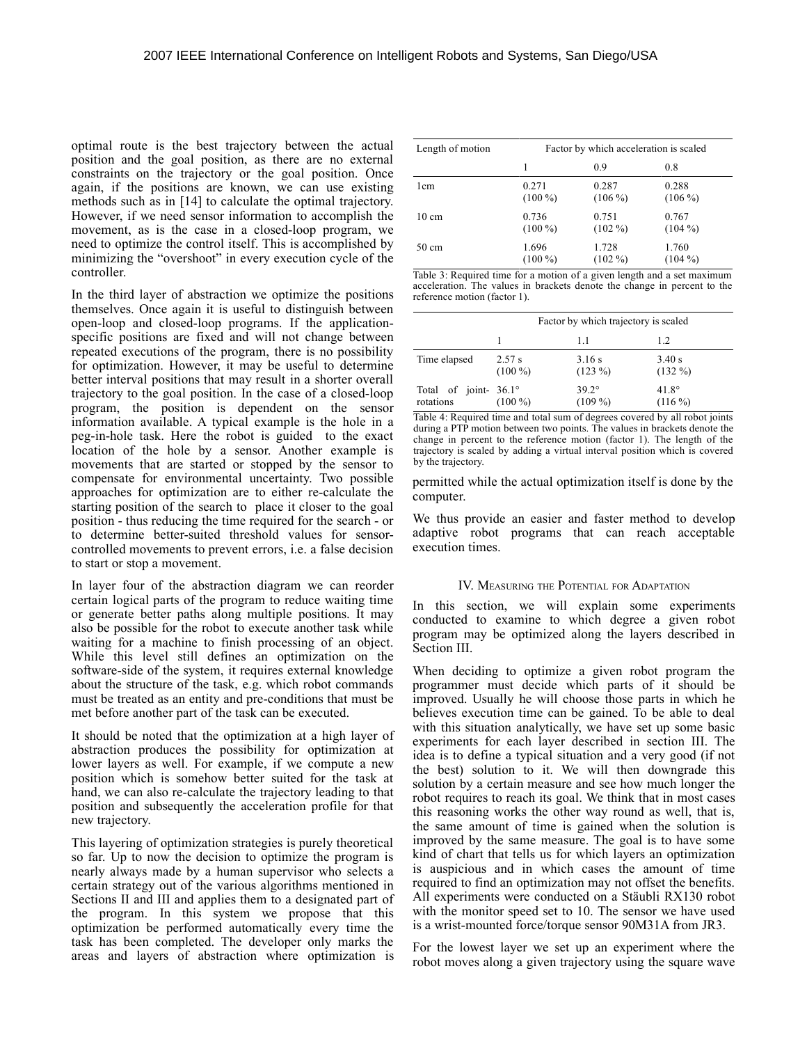optimal route is the best trajectory between the actual position and the goal position, as there are no external constraints on the trajectory or the goal position. Once again, if the positions are known, we can use existing methods such as in [14] to calculate the optimal trajectory. However, if we need sensor information to accomplish the movement, as is the case in a closed-loop program, we need to optimize the control itself. This is accomplished by minimizing the "overshoot" in every execution cycle of the controller.

In the third layer of abstraction we optimize the positions themselves. Once again it is useful to distinguish between open-loop and closed-loop programs. If the application-specific positions are fixed and will not change between repeated executions of the program, there is no possibility for optimization. However, it may be useful to determine better interval positions that may result in a shorter overall trajectory to the goal position. In the case of a closed-loop program, the position is dependent on the sensor information available. A typical example is the hole in a peg-in-hole task. Here the robot is guided to the exact location of the hole by a sensor. Another example is movements that are started or stopped by the sensor to compensate for environmental uncertainty. Two possible approaches for optimization are to either re-calculate the starting position of the search to place it closer to the goal position - thus reducing the time required for the search - or to determine better-suited threshold values for sensor-controlled movements to prevent errors, i.e. a false decision to start or stop a movement.

In layer four of the abstraction diagram we can reorder certain logical parts of the program to reduce waiting time or generate better paths along multiple positions. It may also be possible for the robot to execute another task while waiting for a machine to finish processing of an object. While this level still defines an optimization on the software-side of the system, it requires external knowledge about the structure of the task, e.g. which robot commands must be treated as an entity and pre-conditions that must be met before another part of the task can be executed.

It should be noted that the optimization at a high layer of abstraction produces the possibility for optimization at lower layers as well. For example, if we compute a new position which is somehow better suited for the task at hand, we can also re-calculate the trajectory leading to that position and subsequently the acceleration profile for that new trajectory.

This layering of optimization strategies is purely theoretical so far. Up to now the decision to optimize the program is nearly always made by a human supervisor who selects a certain strategy out of the various algorithms mentioned in Sections II and III and applies them to a designated part of the program. In this system we propose that this optimization be performed automatically every time the task has been completed. The developer only marks the areas and layers of abstraction where optimization is

| Length of motion | Factor by which acceleration is scaled | | |
|---|---|---|---|
| | 1 | 0.9 | 0.8 |
| 1cm | 0.271 (100 %) | 0.287 (106 %) | 0.288 (106 %) |
| 10 cm | 0.736 (100 %) | 0.751 (102 %) | 0.767 (104 %) |
| 50 cm | 1.696 (100 %) | 1.728 (102 %) | 1.760 (104 %) |

Table 3: Required time for a motion of a given length and a set maximum acceleration. The values in brackets denote the change in percent to the reference motion (factor 1).

| | Factor by which trajectory is scaled | | |
|---|---|---|---|
| | 1 | 1.1 | 1.2 |
| Time elapsed | 2.57 s (100 %) | 3.16 s (123 %) | 3.40 s (132 %) |
| Total of joint-rotations | 36.1° (100 %) | 39.2° (109 %) | 41.8° (116 %) |

Table 4: Required time and total sum of degrees covered by all robot joints during a PTP motion between two points. The values in brackets denote the change in percent to the reference motion (factor 1). The length of the trajectory is scaled by adding a virtual interval position which is covered by the trajectory.

permitted while the actual optimization itself is done by the computer.

We thus provide an easier and faster method to develop adaptive robot programs that can reach acceptable execution times.

## IV. Measuring the Potential for Adaptation

In this section, we will explain some experiments conducted to examine to which degree a given robot program may be optimized along the layers described in Section III.

When deciding to optimize a given robot program the programmer must decide which parts of it should be improved. Usually he will choose those parts in which he believes execution time can be gained. To be able to deal with this situation analytically, we have set up some basic experiments for each layer described in section III. The idea is to define a typical situation and a very good (if not the best) solution to it. We will then downgrade this solution by a certain measure and see how much longer the robot requires to reach its goal. We think that in most cases this reasoning works the other way round as well, that is, the same amount of time is gained when the solution is improved by the same measure. The goal is to have some kind of chart that tells us for which layers an optimization is auspicious and in which cases the amount of time required to find an optimization may not offset the benefits. All experiments were conducted on a Stäubli RX130 robot with the monitor speed set to 10. The sensor we have used is a wrist-mounted force/torque sensor 90M31A from JR3.

For the lowest layer we set up an experiment where the robot moves along a given trajectory using the square wave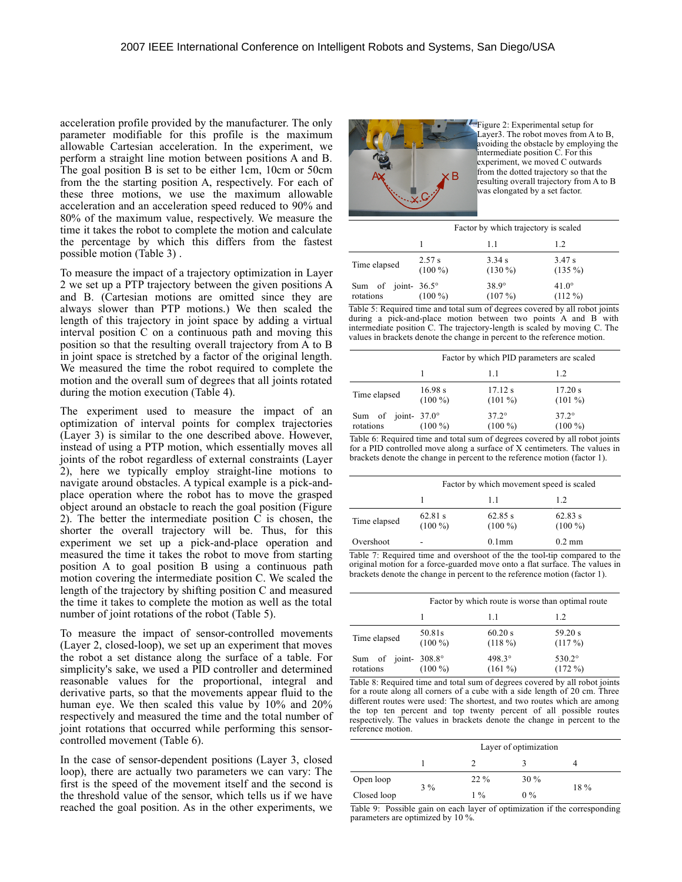acceleration profile provided by the manufacturer. The only parameter modifiable for this profile is the maximum allowable Cartesian acceleration. In the experiment, we perform a straight line motion between positions A and B. The goal position B is set to be either 1cm, 10cm or 50cm from the the starting position A, respectively. For each of these three motions, we use the maximum allowable acceleration and an acceleration speed reduced to 90% and 80% of the maximum value, respectively. We measure the time it takes the robot to complete the motion and calculate the percentage by which this differs from the fastest possible motion (Table 3) .

To measure the impact of a trajectory optimization in Layer 2 we set up a PTP trajectory between the given positions A and B. (Cartesian motions are omitted since they are always slower than PTP motions.) We then scaled the length of this trajectory in joint space by adding a virtual interval position C on a continuous path and moving this position so that the resulting overall trajectory from A to B in joint space is stretched by a factor of the original length. We measured the time the robot required to complete the motion and the overall sum of degrees that all joints rotated during the motion execution (Table 4).

The experiment used to measure the impact of an optimization of interval points for complex trajectories (Layer 3) is similar to the one described above. However, instead of using a PTP motion, which essentially moves all joints of the robot regardless of external constraints (Layer 2), here we typically employ straight-line motions to navigate around obstacles. A typical example is a pick-and-place operation where the robot has to move the grasped object around an obstacle to reach the goal position (Figure 2). The better the intermediate position C is chosen, the shorter the overall trajectory will be. Thus, for this experiment we set up a pick-and-place operation and measured the time it takes the robot to move from starting position A to goal position B using a continuous path motion covering the intermediate position C. We scaled the length of the trajectory by shifting position C and measured the time it takes to complete the motion as well as the total number of joint rotations of the robot (Table 5).

To measure the impact of sensor-controlled movements (Layer 2, closed-loop), we set up an experiment that moves the robot a set distance along the surface of a table. For simplicity's sake, we used a PID controller and determined reasonable values for the proportional, integral and derivative parts, so that the movements appear fluid to the human eye. We then scaled this value by 10% and 20% respectively and measured the time and the total number of joint rotations that occurred while performing this sensor-controlled movement (Table 6).

In the case of sensor-dependent positions (Layer 3, closed loop), there are actually two parameters we can vary: The first is the speed of the movement itself and the second is the threshold value of the sensor, which tells us if we have reached the goal position. As in the other experiments, we

Figure 2: Experimental setup for Layer3. The robot moves from A to B, avoiding the obstacle by employing the intermediate position C. For this experiment, we moved C outwards from the dotted trajectory so that the resulting overall trajectory from A to B was elongated by a set factor.

| | Factor by which trajectory is scaled | | |
|---|---|---|---|
| | 1 | 1.1 | 1.2 |
| Time elapsed | 2.57 s (100 %) | 3.34 s (130 %) | 3.47 s (135 %) |
| Sum of joint-rotations | 36.5° (100 %) | 38.9° (107 %) | 41.0° (112 %) |

Table 5: Required time and total sum of degrees covered by all robot joints during a pick-and-place motion between two points A and B with intermediate position C. The trajectory-length is scaled by moving C. The values in brackets denote the change in percent to the reference motion.

| | Factor by which PID parameters are scaled | | |
|---|---|---|---|
| | 1 | 1.1 | 1.2 |
| Time elapsed | 16.98 s (100 %) | 17.12 s (101 %) | 17.20 s (101 %) |
| Sum of joint-rotations | 37.0° (100 %) | 37.2° (100 %) | 37.2° (100 %) |

Table 6: Required time and total sum of degrees covered by all robot joints for a PID controlled move along a surface of X centimeters. The values in brackets denote the change in percent to the reference motion (factor 1).

| | Factor by which movement speed is scaled | | |
|---|---|---|---|
| | 1 | 1.1 | 1.2 |
| Time elapsed | 62.81 s (100 %) | 62.85 s (100 %) | 62.83 s (100 %) |
| Overshoot | - | 0.1mm | 0.2 mm |

Table 7: Required time and overshoot of the the tool-tip compared to the original motion for a force-guarded move onto a flat surface. The values in brackets denote the change in percent to the reference motion (factor 1).

| | Factor by which route is worse than optimal route | | |
|---|---|---|---|
| | 1 | 1.1 | 1.2 |
| Time elapsed | 50.81s (100 %) | 60.20 s (118 %) | 59.20 s (117 %) |
| Sum of joint-rotations | 308.8° (100 %) | 498.3° (161 %) | 530.2° (172 %) |

Table 8: Required time and total sum of degrees covered by all robot joints for a route along all corners of a cube with a side length of 20 cm. Three different routes were used: The shortest, and two routes which are among the top ten percent and top twenty percent of all possible routes respectively. The values in brackets denote the change in percent to the reference motion.

| | Layer of optimization | | | |
|---|---|---|---|---|
| | 1 | 2 | 3 | 4 |
| Open loop | 3 % | 22 % | 30 % | 18 % |
| Closed loop | 3 % | 1 % | 0 % | 18 % |

Table 9: Possible gain on each layer of optimization if the corresponding parameters are optimized by 10 %.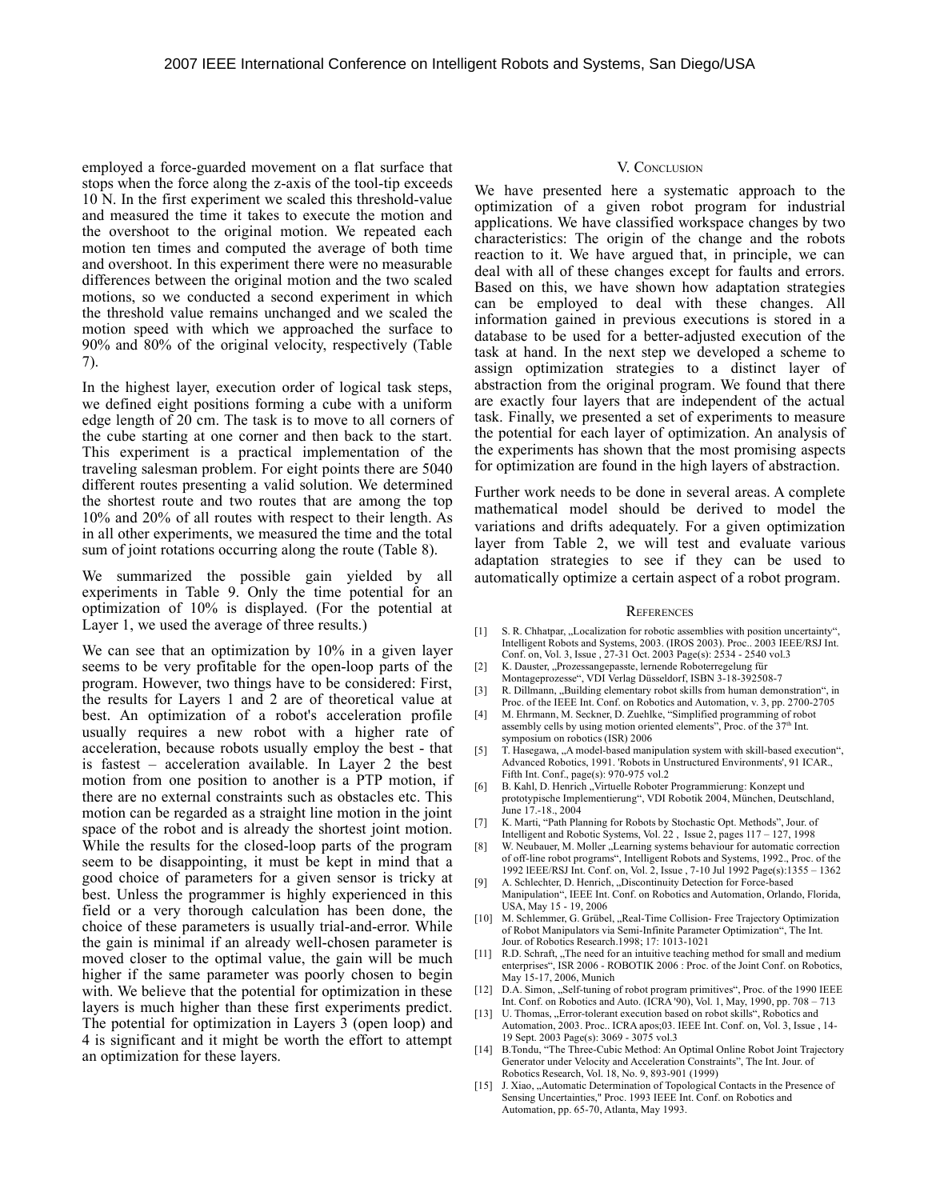employed a force-guarded movement on a flat surface that stops when the force along the z-axis of the tool-tip exceeds 10 N. In the first experiment we scaled this threshold-value and measured the time it takes to execute the motion and the overshoot to the original motion. We repeated each motion ten times and computed the average of both time and overshoot. In this experiment there were no measurable differences between the original motion and the two scaled motions, so we conducted a second experiment in which the threshold value remains unchanged and we scaled the motion speed with which we approached the surface to 90% and 80% of the original velocity, respectively (Table 7).

In the highest layer, execution order of logical task steps, we defined eight positions forming a cube with a uniform edge length of 20 cm. The task is to move to all corners of the cube starting at one corner and then back to the start. This experiment is a practical implementation of the traveling salesman problem. For eight points there are 5040 different routes presenting a valid solution. We determined the shortest route and two routes that are among the top 10% and 20% of all routes with respect to their length. As in all other experiments, we measured the time and the total sum of joint rotations occurring along the route (Table 8).

We summarized the possible gain yielded by all experiments in Table 9. Only the time potential for an optimization of 10% is displayed. (For the potential at Layer 1, we used the average of three results.)

We can see that an optimization by 10% in a given layer seems to be very profitable for the open-loop parts of the program. However, two things have to be considered: First, the results for Layers 1 and 2 are of theoretical value at best. An optimization of a robot's acceleration profile usually requires a new robot with a higher rate of acceleration, because robots usually employ the best - that is fastest – acceleration available. In Layer 2 the best motion from one position to another is a PTP motion, if there are no external constraints such as obstacles etc. This motion can be regarded as a straight line motion in the joint space of the robot and is already the shortest joint motion. While the results for the closed-loop parts of the program seem to be disappointing, it must be kept in mind that a good choice of parameters for a given sensor is tricky at best. Unless the programmer is highly experienced in this field or a very thorough calculation has been done, the choice of these parameters is usually trial-and-error. While the gain is minimal if an already well-chosen parameter is moved closer to the optimal value, the gain will be much higher if the same parameter was poorly chosen to begin with. We believe that the potential for optimization in these layers is much higher than these first experiments predict. The potential for optimization in Layers 3 (open loop) and 4 is significant and it might be worth the effort to attempt an optimization for these layers.

## V. Conclusion

We have presented here a systematic approach to the optimization of a given robot program for industrial applications. We have classified workspace changes by two characteristics: The origin of the change and the robots reaction to it. We have argued that, in principle, we can deal with all of these changes except for faults and errors. Based on this, we have shown how adaptation strategies can be employed to deal with these changes. All information gained in previous executions is stored in a database to be used for a better-adjusted execution of the task at hand. In the next step we developed a scheme to assign optimization strategies to a distinct layer of abstraction from the original program. We found that there are exactly four layers that are independent of the actual task. Finally, we presented a set of experiments to measure the potential for each layer of optimization. An analysis of the experiments has shown that the most promising aspects for optimization are found in the high layers of abstraction.

Further work needs to be done in several areas. A complete mathematical model should be derived to model the variations and drifts adequately. For a given optimization layer from Table 2, we will test and evaluate various adaptation strategies to see if they can be used to automatically optimize a certain aspect of a robot program.

## References

[1] S. R. Chhatpar, „Localization for robotic assemblies with position uncertainty“, Intelligent Robots and Systems, 2003. (IROS 2003). Proc.. 2003 IEEE/RSJ Int. Conf. on, Vol. 3, Issue , 27-31 Oct. 2003 Page(s): 2534 - 2540 vol.3

[2] K. Dauster, „Prozessangepasste, lernende Roboterregelung für Montageprozesse“, VDI Verlag Düsseldorf, ISBN 3-18-392508-7

[3] R. Dillmann, „Building elementary robot skills from human demonstration“, in Proc. of the IEEE Int. Conf. on Robotics and Automation, v. 3, pp. 2700-2705

[4] M. Ehrmann, M. Seckner, D. Zuehlke, “Simplified programming of robot assembly cells by using motion oriented elements”, Proc. of the 37th Int. symposium on robotics (ISR) 2006

[5] T. Hasegawa, „A model-based manipulation system with skill-based execution“, Advanced Robotics, 1991. 'Robots in Unstructured Environments', 91 ICAR., Fifth Int. Conf., page(s): 970-975 vol.2

[6] B. Kahl, D. Henrich „Virtuelle Roboter Programmierung: Konzept und prototypische Implementierung“, VDI Robotik 2004, München, Deutschland, June 17.-18., 2004

[7] K. Marti, “Path Planning for Robots by Stochastic Opt. Methods”, Jour. of Intelligent and Robotic Systems, Vol. 22 , Issue 2, pages 117 – 127, 1998

[8] W. Neubauer, M. Moller „Learning systems behaviour for automatic correction of off-line robot programs“, Intelligent Robots and Systems, 1992., Proc. of the 1992 IEEE/RSJ Int. Conf. on, Vol. 2, Issue , 7-10 Jul 1992 Page(s):1355 – 1362

[9] A. Schlechter, D. Henrich, „Discontinuity Detection for Force-based Manipulation“, IEEE Int. Conf. on Robotics and Automation, Orlando, Florida, USA, May 15 - 19, 2006

[10] M. Schlemmer, G. Grübel, „Real-Time Collision- Free Trajectory Optimization of Robot Manipulators via Semi-Infinite Parameter Optimization“, The Int. Jour. of Robotics Research.1998; 17: 1013-1021

[11] R.D. Schraft, „The need for an intuitive teaching method for small and medium enterprises“, ISR 2006 - ROBOTIK 2006 : Proc. of the Joint Conf. on Robotics, May 15-17, 2006, Munich

[12] D.A. Simon, „Self-tuning of robot program primitives“, Proc. of the 1990 IEEE Int. Conf. on Robotics and Auto. (ICRA '90), Vol. 1, May, 1990, pp. 708 – 713

[13] U. Thomas, „Error-tolerant execution based on robot skills“, Robotics and Automation, 2003. Proc.. ICRA apos;03. IEEE Int. Conf. on, Vol. 3, Issue , 14-19 Sept. 2003 Page(s): 3069 - 3075 vol.3

[14] B.Tondu, “The Three-Cubic Method: An Optimal Online Robot Joint Trajectory Generator under Velocity and Acceleration Constraints”, The Int. Jour. of Robotics Research, Vol. 18, No. 9, 893-901 (1999)

[15] J. Xiao, „Automatic Determination of Topological Contacts in the Presence of Sensing Uncertainties," Proc. 1993 IEEE Int. Conf. on Robotics and Automation, pp. 65-70, Atlanta, May 1993.